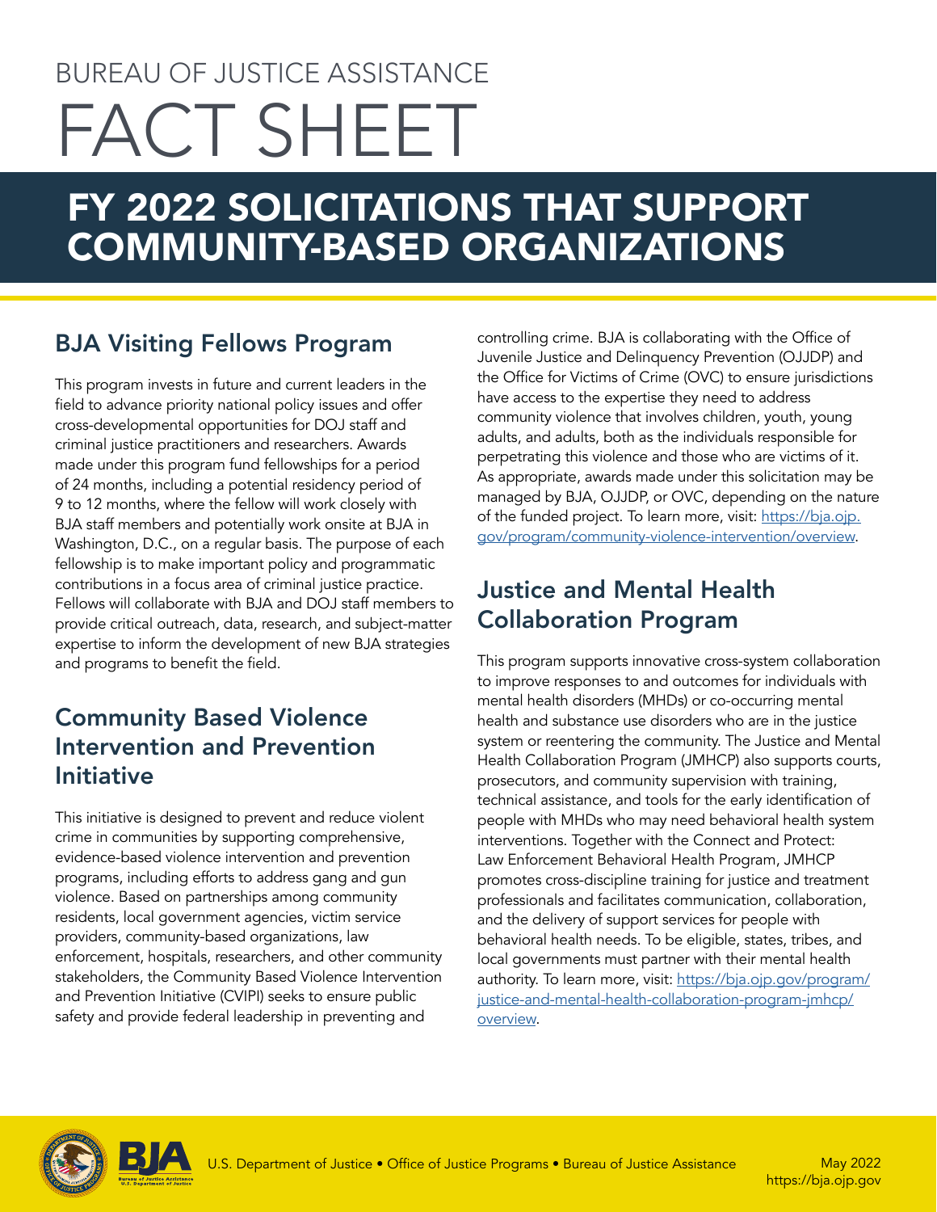BUREAU OF JUSTICE ASSISTANCE

# FACT SHEET

# FY 2022 SOLICITATIONS THAT SUPPORT COMMUNITY-BASED ORGANIZATIONS

## BJA Visiting Fellows Program

This program invests in future and current leaders in the field to advance priority national policy issues and offer cross-developmental opportunities for DOJ staff and criminal justice practitioners and researchers. Awards made under this program fund fellowships for a period of 24 months, including a potential residency period of 9 to 12 months, where the fellow will work closely with BJA staff members and potentially work onsite at BJA in Washington, D.C., on a regular basis. The purpose of each fellowship is to make important policy and programmatic contributions in a focus area of criminal justice practice. Fellows will collaborate with BJA and DOJ staff members to provide critical outreach, data, research, and subject-matter expertise to inform the development of new BJA strategies and programs to benefit the field.

## Community Based Violence Intervention and Prevention Initiative

This initiative is designed to prevent and reduce violent crime in communities by supporting comprehensive, evidence-based violence intervention and prevention programs, including efforts to address gang and gun violence. Based on partnerships among community residents, local government agencies, victim service providers, community-based organizations, law enforcement, hospitals, researchers, and other community stakeholders, the Community Based Violence Intervention and Prevention Initiative (CVIPI) seeks to ensure public safety and provide federal leadership in preventing and controlling crime. BJA is collaborating with the Office of Juvenile Justice and Delinquency Prevention (OJJDP) and the Office for Victims of Crime (OVC) to ensure jurisdictions have access to the expertise they need to address community violence that involves children, youth, young adults, and adults, both as the individuals responsible for perpetrating this violence and those who are victims of it. As appropriate, awards made under this solicitation may be managed by BJA, OJJDP, or OVC, depending on the nature of the funded project. To learn more, visit: https://bja.ojp.gov/program/community-violence-intervention/overview.

## Justice and Mental Health Collaboration Program

This program supports innovative cross-system collaboration to improve responses to and outcomes for individuals with mental health disorders (MHDs) or co-occurring mental health and substance use disorders who are in the justice system or reentering the community. The Justice and Mental Health Collaboration Program (JMHCP) also supports courts, prosecutors, and community supervision with training, technical assistance, and tools for the early identification of people with MHDs who may need behavioral health system interventions. Together with the Connect and Protect: Law Enforcement Behavioral Health Program, JMHCP promotes cross-discipline training for justice and treatment professionals and facilitates communication, collaboration, and the delivery of support services for people with behavioral health needs. To be eligible, states, tribes, and local governments must partner with their mental health authority. To learn more, visit: https://bja.ojp.gov/program/justice-and-mental-health-collaboration-program-jmhcp/overview.

U.S. Department of Justice • Office of Justice Programs • Bureau of Justice Assistance

May 2022
https://bja.ojp.gov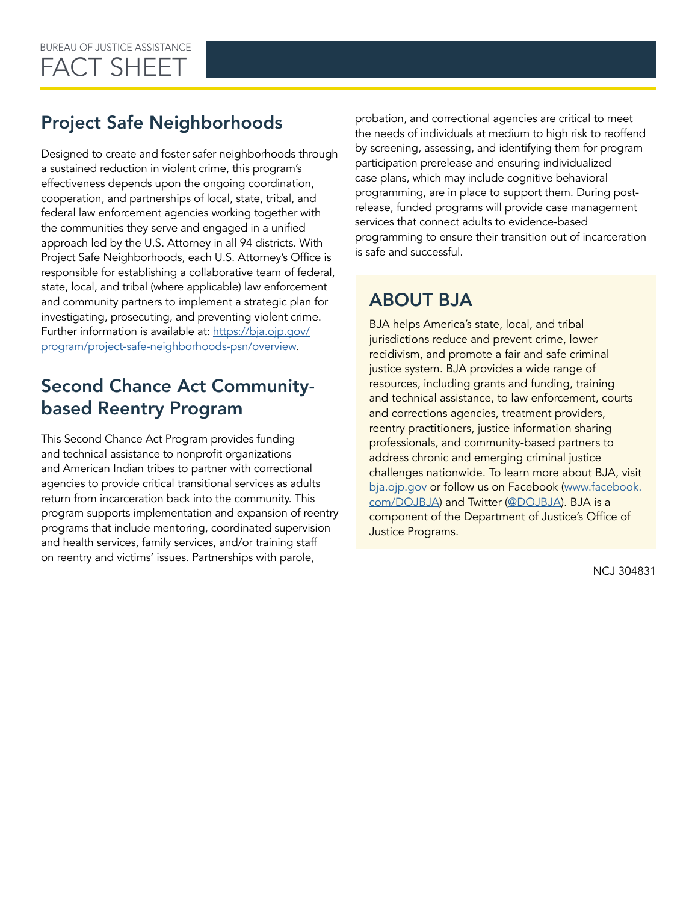BUREAU OF JUSTICE ASSISTANCE

# FACT SHEET

## Project Safe Neighborhoods

Designed to create and foster safer neighborhoods through a sustained reduction in violent crime, this program's effectiveness depends upon the ongoing coordination, cooperation, and partnerships of local, state, tribal, and federal law enforcement agencies working together with the communities they serve and engaged in a unified approach led by the U.S. Attorney in all 94 districts. With Project Safe Neighborhoods, each U.S. Attorney's Office is responsible for establishing a collaborative team of federal, state, local, and tribal (where applicable) law enforcement and community partners to implement a strategic plan for investigating, prosecuting, and preventing violent crime. Further information is available at: https://bja.ojp.gov/program/project-safe-neighborhoods-psn/overview.

## Second Chance Act Community-based Reentry Program

This Second Chance Act Program provides funding and technical assistance to nonprofit organizations and American Indian tribes to partner with correctional agencies to provide critical transitional services as adults return from incarceration back into the community. This program supports implementation and expansion of reentry programs that include mentoring, coordinated supervision and health services, family services, and/or training staff on reentry and victims' issues. Partnerships with parole, probation, and correctional agencies are critical to meet the needs of individuals at medium to high risk to reoffend by screening, assessing, and identifying them for program participation prerelease and ensuring individualized case plans, which may include cognitive behavioral programming, are in place to support them. During post-release, funded programs will provide case management services that connect adults to evidence-based programming to ensure their transition out of incarceration is safe and successful.

## ABOUT BJA

BJA helps America's state, local, and tribal jurisdictions reduce and prevent crime, lower recidivism, and promote a fair and safe criminal justice system. BJA provides a wide range of resources, including grants and funding, training and technical assistance, to law enforcement, courts and corrections agencies, treatment providers, reentry practitioners, justice information sharing professionals, and community-based partners to address chronic and emerging criminal justice challenges nationwide. To learn more about BJA, visit bja.ojp.gov or follow us on Facebook (www.facebook.com/DOJBJA) and Twitter (@DOJBJA). BJA is a component of the Department of Justice's Office of Justice Programs.

NCJ 304831